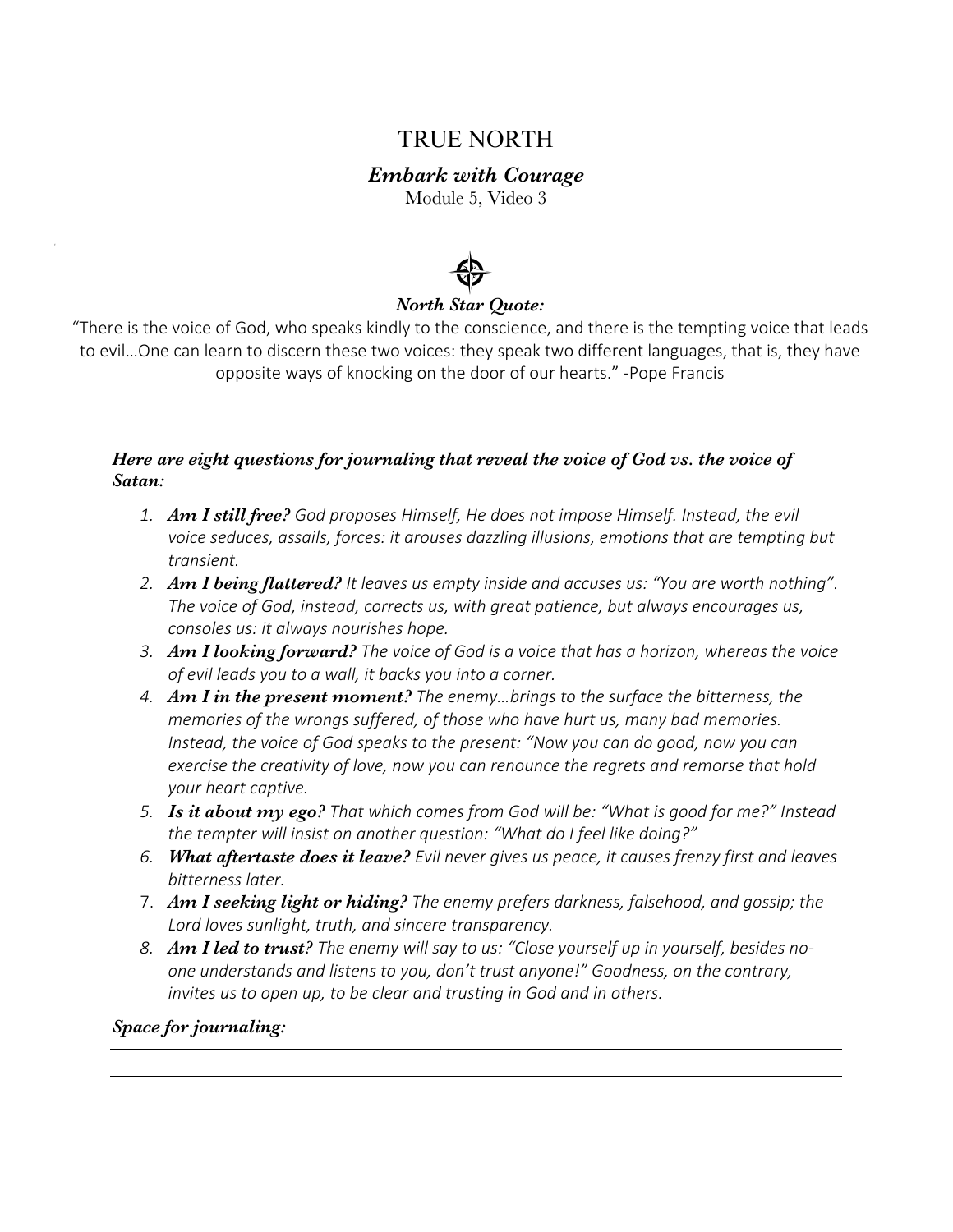# TRUE NORTH

### *Embark with Courage*

Module 5, Video 3

***North Star Quote:***

"There is the voice of God, who speaks kindly to the conscience, and there is the tempting voice that leads to evil…One can learn to discern these two voices: they speak two different languages, that is, they have opposite ways of knocking on the door of our hearts." -Pope Francis

***Here are eight questions for journaling that reveal the voice of God vs. the voice of Satan:***

1. ***Am I still free?*** *God proposes Himself, He does not impose Himself. Instead, the evil voice seduces, assails, forces: it arouses dazzling illusions, emotions that are tempting but transient.*
2. ***Am I being flattered?*** *It leaves us empty inside and accuses us: "You are worth nothing". The voice of God, instead, corrects us, with great patience, but always encourages us, consoles us: it always nourishes hope.*
3. ***Am I looking forward?*** *The voice of God is a voice that has a horizon, whereas the voice of evil leads you to a wall, it backs you into a corner.*
4. ***Am I in the present moment?*** *The enemy…brings to the surface the bitterness, the memories of the wrongs suffered, of those who have hurt us, many bad memories. Instead, the voice of God speaks to the present: "Now you can do good, now you can exercise the creativity of love, now you can renounce the regrets and remorse that hold your heart captive.*
5. ***Is it about my ego?*** *That which comes from God will be: "What is good for me?" Instead the tempter will insist on another question: "What do I feel like doing?"*
6. ***What aftertaste does it leave?*** *Evil never gives us peace, it causes frenzy first and leaves bitterness later.*
7. ***Am I seeking light or hiding?*** *The enemy prefers darkness, falsehood, and gossip; the Lord loves sunlight, truth, and sincere transparency.*
8. ***Am I led to trust?*** *The enemy will say to us: "Close yourself up in yourself, besides no-one understands and listens to you, don't trust anyone!" Goodness, on the contrary, invites us to open up, to be clear and trusting in God and in others.*

***Space for journaling:***